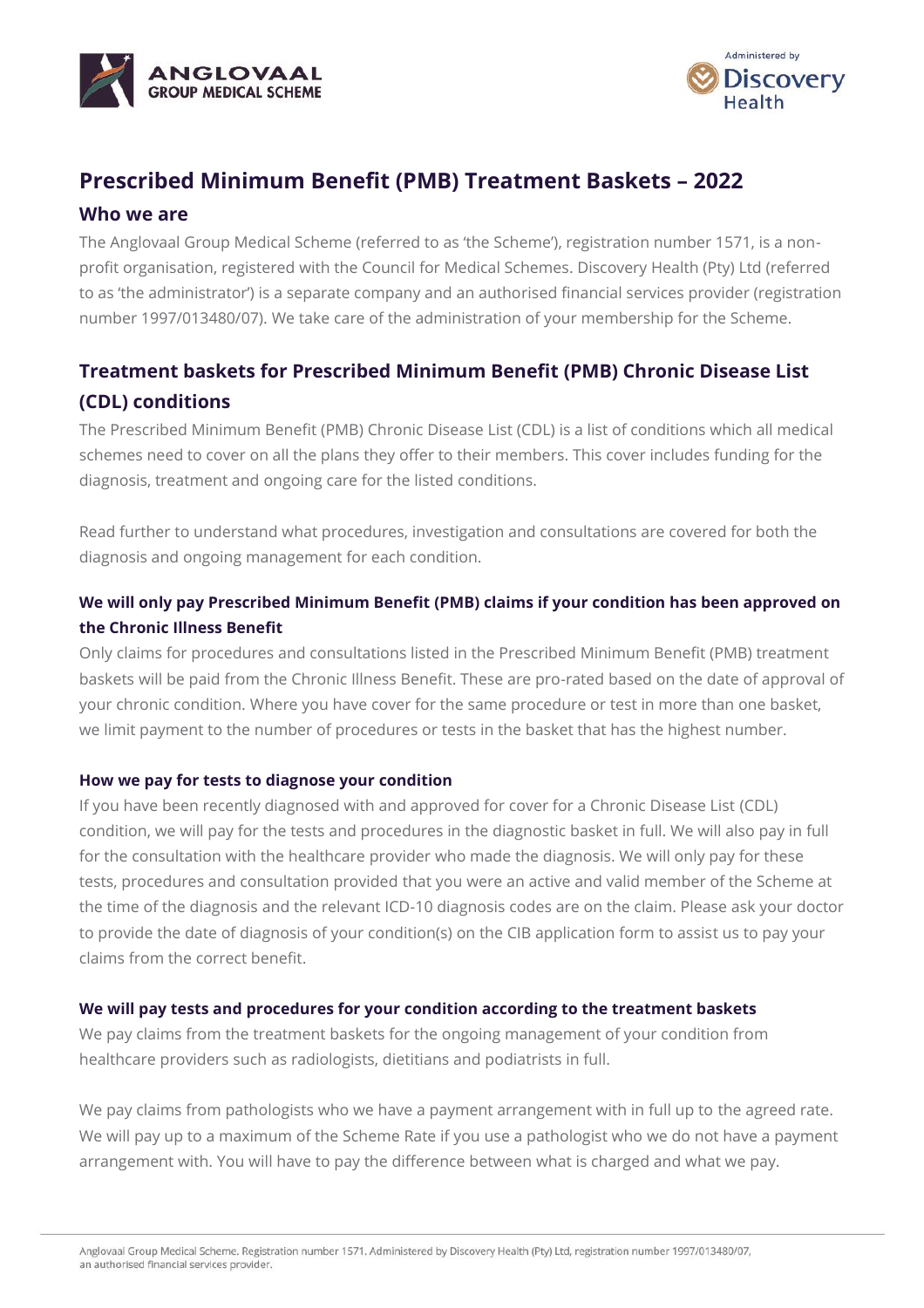# Prescribed Minimum Benefit (PMB) Treatment Baskets – 2022

## Who we are

The Anglovaal Group Medical Scheme (referred to as 'the Scheme'), registration number 1571, is a non-profit organisation, registered with the Council for Medical Schemes. Discovery Health (Pty) Ltd (referred to as 'the administrator') is a separate company and an authorised financial services provider (registration number 1997/013480/07). We take care of the administration of your membership for the Scheme.

## Treatment baskets for Prescribed Minimum Benefit (PMB) Chronic Disease List (CDL) conditions

The Prescribed Minimum Benefit (PMB) Chronic Disease List (CDL) is a list of conditions which all medical schemes need to cover on all the plans they offer to their members. This cover includes funding for the diagnosis, treatment and ongoing care for the listed conditions.

Read further to understand what procedures, investigation and consultations are covered for both the diagnosis and ongoing management for each condition.

### We will only pay Prescribed Minimum Benefit (PMB) claims if your condition has been approved on the Chronic Illness Benefit

Only claims for procedures and consultations listed in the Prescribed Minimum Benefit (PMB) treatment baskets will be paid from the Chronic Illness Benefit. These are pro-rated based on the date of approval of your chronic condition. Where you have cover for the same procedure or test in more than one basket, we limit payment to the number of procedures or tests in the basket that has the highest number.

#### How we pay for tests to diagnose your condition

If you have been recently diagnosed with and approved for cover for a Chronic Disease List (CDL) condition, we will pay for the tests and procedures in the diagnostic basket in full. We will also pay in full for the consultation with the healthcare provider who made the diagnosis. We will only pay for these tests, procedures and consultation provided that you were an active and valid member of the Scheme at the time of the diagnosis and the relevant ICD-10 diagnosis codes are on the claim. Please ask your doctor to provide the date of diagnosis of your condition(s) on the CIB application form to assist us to pay your claims from the correct benefit.

#### We will pay tests and procedures for your condition according to the treatment baskets

We pay claims from the treatment baskets for the ongoing management of your condition from healthcare providers such as radiologists, dietitians and podiatrists in full.

We pay claims from pathologists who we have a payment arrangement with in full up to the agreed rate. We will pay up to a maximum of the Scheme Rate if you use a pathologist who we do not have a payment arrangement with. You will have to pay the difference between what is charged and what we pay.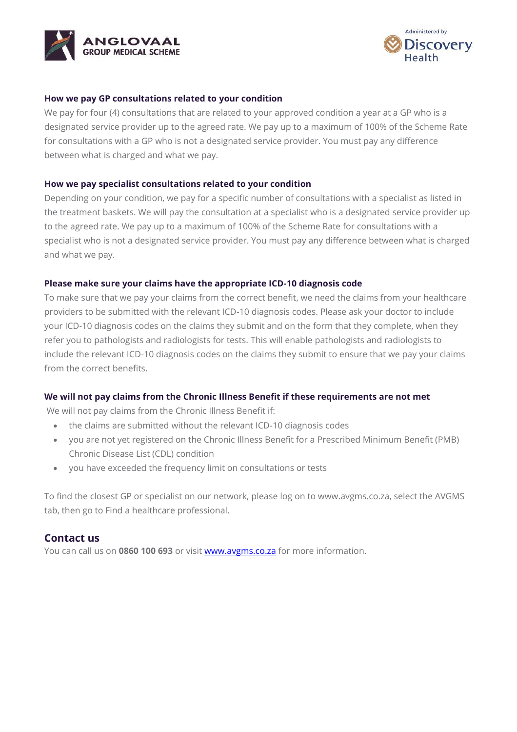### How we pay GP consultations related to your condition

We pay for four (4) consultations that are related to your approved condition a year at a GP who is a designated service provider up to the agreed rate. We pay up to a maximum of 100% of the Scheme Rate for consultations with a GP who is not a designated service provider. You must pay any difference between what is charged and what we pay.

### How we pay specialist consultations related to your condition

Depending on your condition, we pay for a specific number of consultations with a specialist as listed in the treatment baskets. We will pay the consultation at a specialist who is a designated service provider up to the agreed rate. We pay up to a maximum of 100% of the Scheme Rate for consultations with a specialist who is not a designated service provider. You must pay any difference between what is charged and what we pay.

### Please make sure your claims have the appropriate ICD-10 diagnosis code

To make sure that we pay your claims from the correct benefit, we need the claims from your healthcare providers to be submitted with the relevant ICD-10 diagnosis codes. Please ask your doctor to include your ICD-10 diagnosis codes on the claims they submit and on the form that they complete, when they refer you to pathologists and radiologists for tests. This will enable pathologists and radiologists to include the relevant ICD-10 diagnosis codes on the claims they submit to ensure that we pay your claims from the correct benefits.

### We will not pay claims from the Chronic Illness Benefit if these requirements are not met

We will not pay claims from the Chronic Illness Benefit if:

- the claims are submitted without the relevant ICD-10 diagnosis codes
- you are not yet registered on the Chronic Illness Benefit for a Prescribed Minimum Benefit (PMB) Chronic Disease List (CDL) condition
- you have exceeded the frequency limit on consultations or tests

To find the closest GP or specialist on our network, please log on to www.avgms.co.za, select the AVGMS tab, then go to Find a healthcare professional.

## Contact us

You can call us on **0860 100 693** or visit www.avgms.co.za for more information.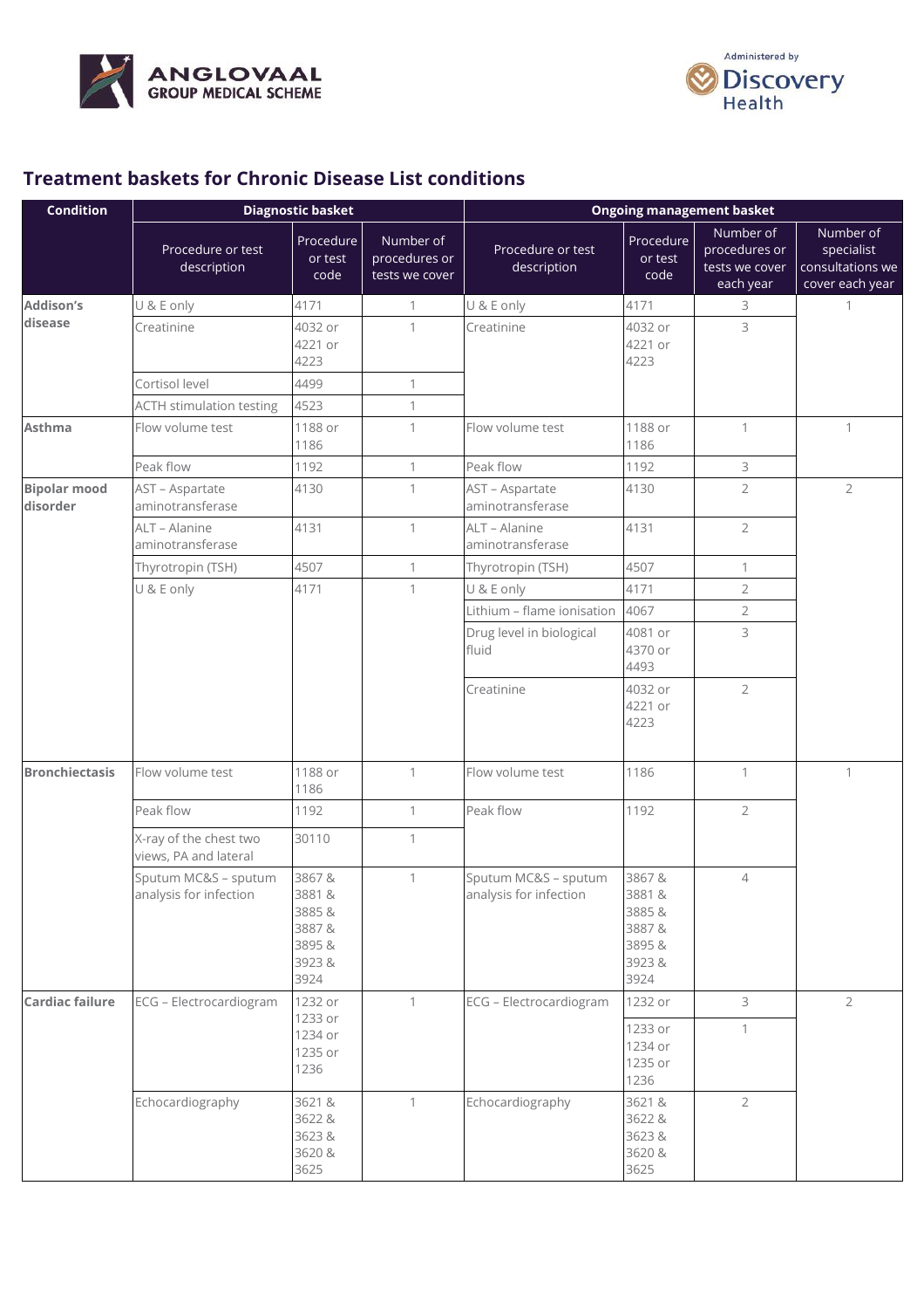# Treatment baskets for Chronic Disease List conditions

| Condition | Diagnostic basket | | | Ongoing management basket | | | |
|---|---|---|---|---|---|---|---|
| | Procedure or test description | Procedure or test code | Number of procedures or tests we cover | Procedure or test description | Procedure or test code | Number of procedures or tests we cover each year | Number of specialist consultations we cover each year |
| **Addison's disease** | U & E only | 4171 | 1 | U & E only | 4171 | 3 | 1 |
| | Creatinine | 4032 or 4221 or 4223 | 1 | Creatinine | 4032 or 4221 or 4223 | 3 | |
| | Cortisol level | 4499 | 1 | | | | |
| | ACTH stimulation testing | 4523 | 1 | | | | |
| **Asthma** | Flow volume test | 1188 or 1186 | 1 | Flow volume test | 1188 or 1186 | 1 | 1 |
| | Peak flow | 1192 | 1 | Peak flow | 1192 | 3 | |
| **Bipolar mood disorder** | AST – Aspartate aminotransferase | 4130 | 1 | AST – Aspartate aminotransferase | 4130 | 2 | 2 |
| | ALT – Alanine aminotransferase | 4131 | 1 | ALT – Alanine aminotransferase | 4131 | 2 | |
| | Thyrotropin (TSH) | 4507 | 1 | Thyrotropin (TSH) | 4507 | 1 | |
| | U & E only | 4171 | 1 | U & E only | 4171 | 2 | |
| | | | | Lithium – flame ionisation | 4067 | 2 | |
| | | | | Drug level in biological fluid | 4081 or 4370 or 4493 | 3 | |
| | | | | Creatinine | 4032 or 4221 or 4223 | 2 | |
| **Bronchiectasis** | Flow volume test | 1188 or 1186 | 1 | Flow volume test | 1186 | 1 | 1 |
| | Peak flow | 1192 | 1 | Peak flow | 1192 | 2 | |
| | X-ray of the chest two views, PA and lateral | 30110 | 1 | | | | |
| | Sputum MC&S – sputum analysis for infection | 3867 & 3881 & 3885 & 3887 & 3895 & 3923 & 3924 | 1 | Sputum MC&S – sputum analysis for infection | 3867 & 3881 & 3885 & 3887 & 3895 & 3923 & 3924 | 4 | |
| **Cardiac failure** | ECG – Electrocardiogram | 1232 or 1233 or 1234 or 1235 or 1236 | 1 | ECG – Electrocardiogram | 1232 or | 3 | 2 |
| | | | | | 1233 or 1234 or 1235 or 1236 | 1 | |
| | Echocardiography | 3621 & 3622 & 3623 & 3620 & 3625 | 1 | Echocardiography | 3621 & 3622 & 3623 & 3620 & 3625 | 2 | |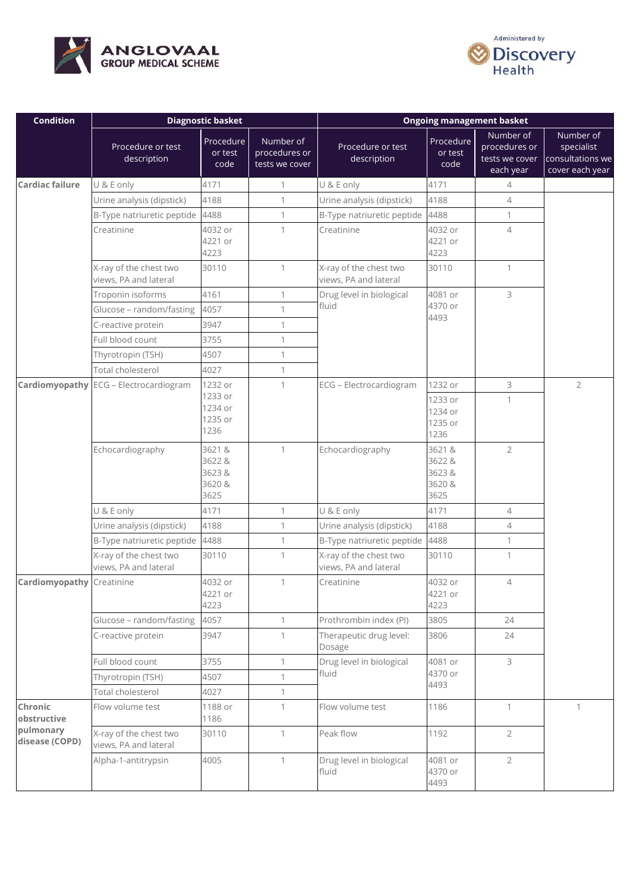| Condition | Diagnostic basket | | | Ongoing management basket | | | |
|---|---|---|---|---|---|---|---|
| | Procedure or test description | Procedure or test code | Number of procedures or tests we cover | Procedure or test description | Procedure or test code | Number of procedures or tests we cover each year | Number of specialist consultations we cover each year |
| **Cardiac failure** | U & E only | 4171 | 1 | U & E only | 4171 | 4 | |
| | Urine analysis (dipstick) | 4188 | 1 | Urine analysis (dipstick) | 4188 | 4 | |
| | B-Type natriuretic peptide | 4488 | 1 | B-Type natriuretic peptide | 4488 | 1 | |
| | Creatinine | 4032 or 4221 or 4223 | 1 | Creatinine | 4032 or 4221 or 4223 | 4 | |
| | X-ray of the chest two views, PA and lateral | 30110 | 1 | X-ray of the chest two views, PA and lateral | 30110 | 1 | |
| | Troponin isoforms | 4161 | 1 | Drug level in biological fluid | 4081 or 4370 or 4493 | 3 | |
| | Glucose – random/fasting | 4057 | 1 | | | | |
| | C-reactive protein | 3947 | 1 | | | | |
| | Full blood count | 3755 | 1 | | | | |
| | Thyrotropin (TSH) | 4507 | 1 | | | | |
| | Total cholesterol | 4027 | 1 | | | | |
| **Cardiomyopathy** | ECG – Electrocardiogram | 1232 or 1233 or 1234 or 1235 or 1236 | 1 | ECG – Electrocardiogram | 1232 or | 3 | 2 |
| | | | | | 1233 or 1234 or 1235 or 1236 | 1 | |
| | Echocardiography | 3621 & 3622 & 3623 & 3620 & 3625 | 1 | Echocardiography | 3621 & 3622 & 3623 & 3620 & 3625 | 2 | |
| | U & E only | 4171 | 1 | U & E only | 4171 | 4 | |
| | Urine analysis (dipstick) | 4188 | 1 | Urine analysis (dipstick) | 4188 | 4 | |
| | B-Type natriuretic peptide | 4488 | 1 | B-Type natriuretic peptide | 4488 | 1 | |
| | X-ray of the chest two views, PA and lateral | 30110 | 1 | X-ray of the chest two views, PA and lateral | 30110 | 1 | |
| **Cardiomyopathy** | Creatinine | 4032 or 4221 or 4223 | 1 | Creatinine | 4032 or 4221 or 4223 | 4 | |
| | Glucose – random/fasting | 4057 | 1 | Prothrombin index (PI) | 3805 | 24 | |
| | C-reactive protein | 3947 | 1 | Therapeutic drug level: Dosage | 3806 | 24 | |
| | Full blood count | 3755 | 1 | Drug level in biological fluid | 4081 or 4370 or 4493 | 3 | |
| | Thyrotropin (TSH) | 4507 | 1 | | | | |
| | Total cholesterol | 4027 | 1 | | | | |
| **Chronic obstructive pulmonary disease (COPD)** | Flow volume test | 1188 or 1186 | 1 | Flow volume test | 1186 | 1 | 1 |
| | X-ray of the chest two views, PA and lateral | 30110 | 1 | Peak flow | 1192 | 2 | |
| | Alpha-1-antitrypsin | 4005 | 1 | Drug level in biological fluid | 4081 or 4370 or 4493 | 2 | |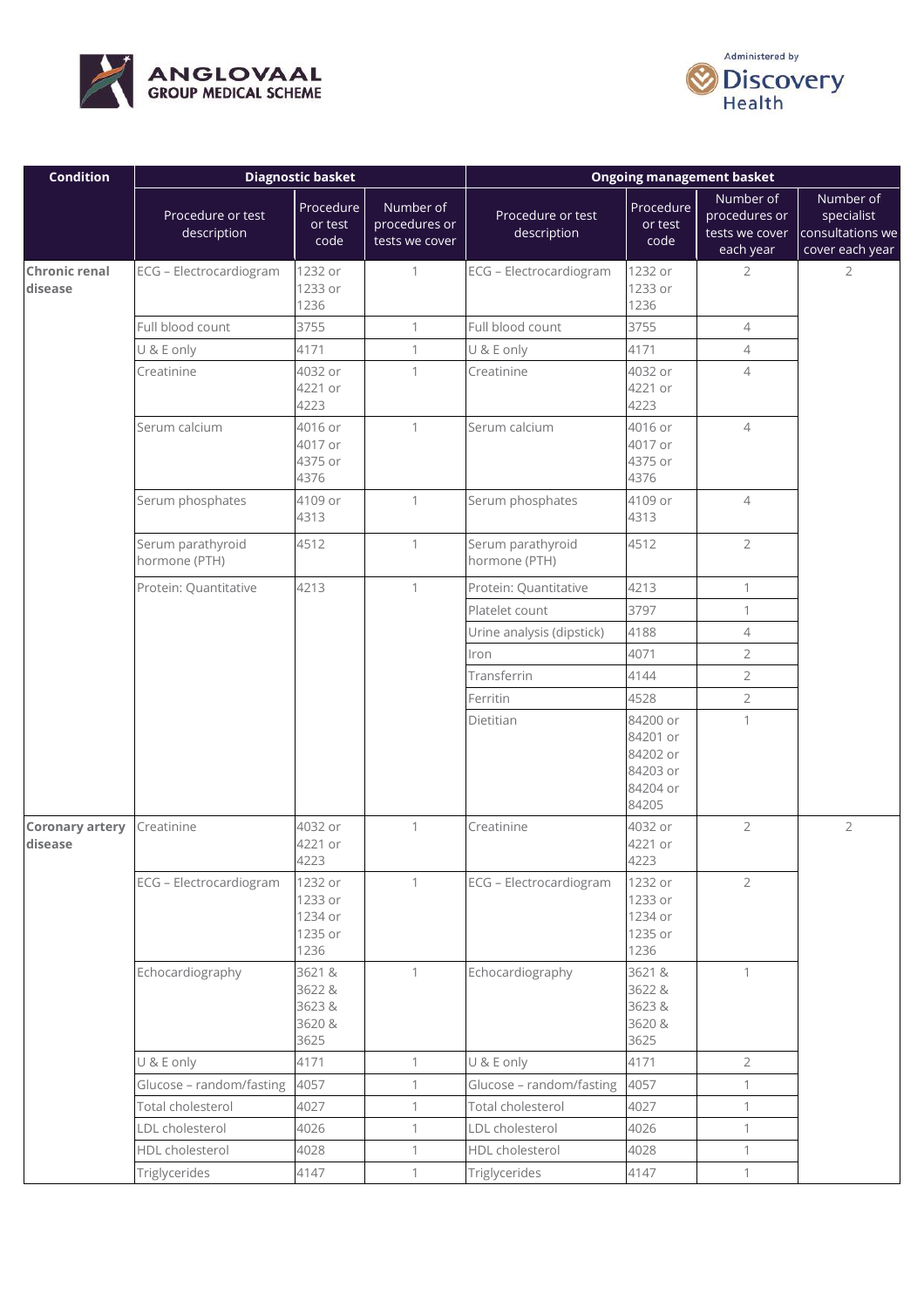| Condition | Diagnostic basket | | | Ongoing management basket | | | |
|---|---|---|---|---|---|---|---|
| | Procedure or test description | Procedure or test code | Number of procedures or tests we cover | Procedure or test description | Procedure or test code | Number of procedures or tests we cover each year | Number of specialist consultations we cover each year |
| **Chronic renal disease** | ECG – Electrocardiogram | 1232 or 1233 or 1236 | 1 | ECG – Electrocardiogram | 1232 or 1233 or 1236 | 2 | 2 |
| | Full blood count | 3755 | 1 | Full blood count | 3755 | 4 | |
| | U & E only | 4171 | 1 | U & E only | 4171 | 4 | |
| | Creatinine | 4032 or 4221 or 4223 | 1 | Creatinine | 4032 or 4221 or 4223 | 4 | |
| | Serum calcium | 4016 or 4017 or 4375 or 4376 | 1 | Serum calcium | 4016 or 4017 or 4375 or 4376 | 4 | |
| | Serum phosphates | 4109 or 4313 | 1 | Serum phosphates | 4109 or 4313 | 4 | |
| | Serum parathyroid hormone (PTH) | 4512 | 1 | Serum parathyroid hormone (PTH) | 4512 | 2 | |
| | Protein: Quantitative | 4213 | 1 | Protein: Quantitative | 4213 | 1 | |
| | | | | Platelet count | 3797 | 1 | |
| | | | | Urine analysis (dipstick) | 4188 | 4 | |
| | | | | Iron | 4071 | 2 | |
| | | | | Transferrin | 4144 | 2 | |
| | | | | Ferritin | 4528 | 2 | |
| | | | | Dietitian | 84200 or 84201 or 84202 or 84203 or 84204 or 84205 | 1 | |
| **Coronary artery disease** | Creatinine | 4032 or 4221 or 4223 | 1 | Creatinine | 4032 or 4221 or 4223 | 2 | 2 |
| | ECG – Electrocardiogram | 1232 or 1233 or 1234 or 1235 or 1236 | 1 | ECG – Electrocardiogram | 1232 or 1233 or 1234 or 1235 or 1236 | 2 | |
| | Echocardiography | 3621 & 3622 & 3623 & 3620 & 3625 | 1 | Echocardiography | 3621 & 3622 & 3623 & 3620 & 3625 | 1 | |
| | U & E only | 4171 | 1 | U & E only | 4171 | 2 | |
| | Glucose – random/fasting | 4057 | 1 | Glucose – random/fasting | 4057 | 1 | |
| | Total cholesterol | 4027 | 1 | Total cholesterol | 4027 | 1 | |
| | LDL cholesterol | 4026 | 1 | LDL cholesterol | 4026 | 1 | |
| | HDL cholesterol | 4028 | 1 | HDL cholesterol | 4028 | 1 | |
| | Triglycerides | 4147 | 1 | Triglycerides | 4147 | 1 | |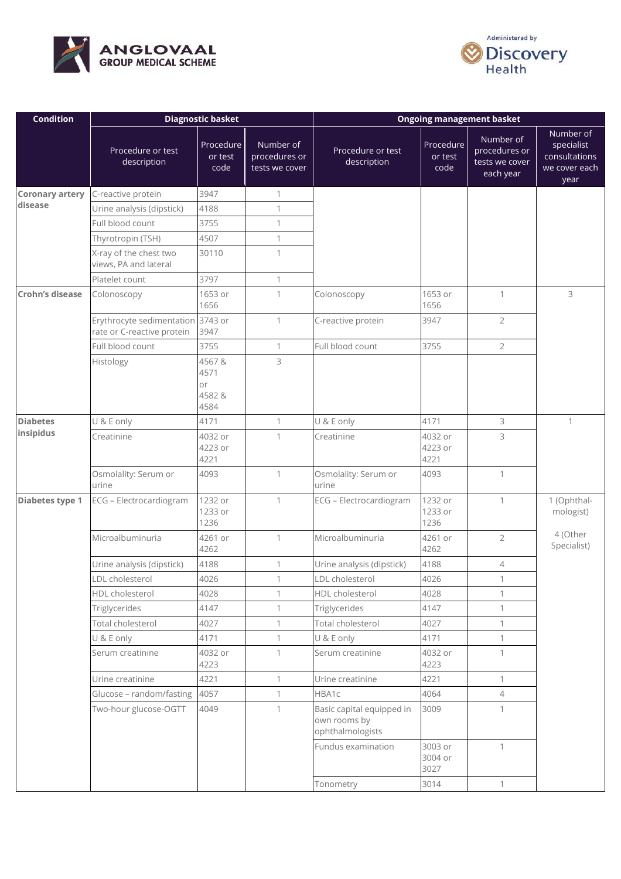| Condition | Diagnostic basket | | | Ongoing management basket | | | |
|---|---|---|---|---|---|---|---|
| | Procedure or test description | Procedure or test code | Number of procedures or tests we cover | Procedure or test description | Procedure or test code | Number of procedures or tests we cover each year | Number of specialist consultations we cover each year |
| **Coronary artery disease** | C-reactive protein | 3947 | 1 | | | | |
| | Urine analysis (dipstick) | 4188 | 1 | | | | |
| | Full blood count | 3755 | 1 | | | | |
| | Thyrotropin (TSH) | 4507 | 1 | | | | |
| | X-ray of the chest two views, PA and lateral | 30110 | 1 | | | | |
| | Platelet count | 3797 | 1 | | | | |
| **Crohn's disease** | Colonoscopy | 1653 or 1656 | 1 | Colonoscopy | 1653 or 1656 | 1 | 3 |
| | Erythrocyte sedimentation rate or C-reactive protein | 3743 or 3947 | 1 | C-reactive protein | 3947 | 2 | |
| | Full blood count | 3755 | 1 | Full blood count | 3755 | 2 | |
| | Histology | 4567 & 4571 or 4582 & 4584 | 3 | | | | |
| **Diabetes insipidus** | U & E only | 4171 | 1 | U & E only | 4171 | 3 | 1 |
| | Creatinine | 4032 or 4223 or 4221 | 1 | Creatinine | 4032 or 4223 or 4221 | 3 | |
| | Osmolality: Serum or urine | 4093 | 1 | Osmolality: Serum or urine | 4093 | 1 | |
| **Diabetes type 1** | ECG – Electrocardiogram | 1232 or 1233 or 1236 | 1 | ECG – Electrocardiogram | 1232 or 1233 or 1236 | 1 | 1 (Ophthalmologist) 4 (Other Specialist) |
| | Microalbuminuria | 4261 or 4262 | 1 | Microalbuminuria | 4261 or 4262 | 2 | |
| | Urine analysis (dipstick) | 4188 | 1 | Urine analysis (dipstick) | 4188 | 4 | |
| | LDL cholesterol | 4026 | 1 | LDL cholesterol | 4026 | 1 | |
| | HDL cholesterol | 4028 | 1 | HDL cholesterol | 4028 | 1 | |
| | Triglycerides | 4147 | 1 | Triglycerides | 4147 | 1 | |
| | Total cholesterol | 4027 | 1 | Total cholesterol | 4027 | 1 | |
| | U & E only | 4171 | 1 | U & E only | 4171 | 1 | |
| | Serum creatinine | 4032 or 4223 | 1 | Serum creatinine | 4032 or 4223 | 1 | |
| | Urine creatinine | 4221 | 1 | Urine creatinine | 4221 | 1 | |
| | Glucose – random/fasting | 4057 | 1 | HBA1c | 4064 | 4 | |
| | Two-hour glucose-OGTT | 4049 | 1 | Basic capital equipped in own rooms by ophthalmologists | 3009 | 1 | |
| | | | | Fundus examination | 3003 or 3004 or 3027 | 1 | |
| | | | | Tonometry | 3014 | 1 | |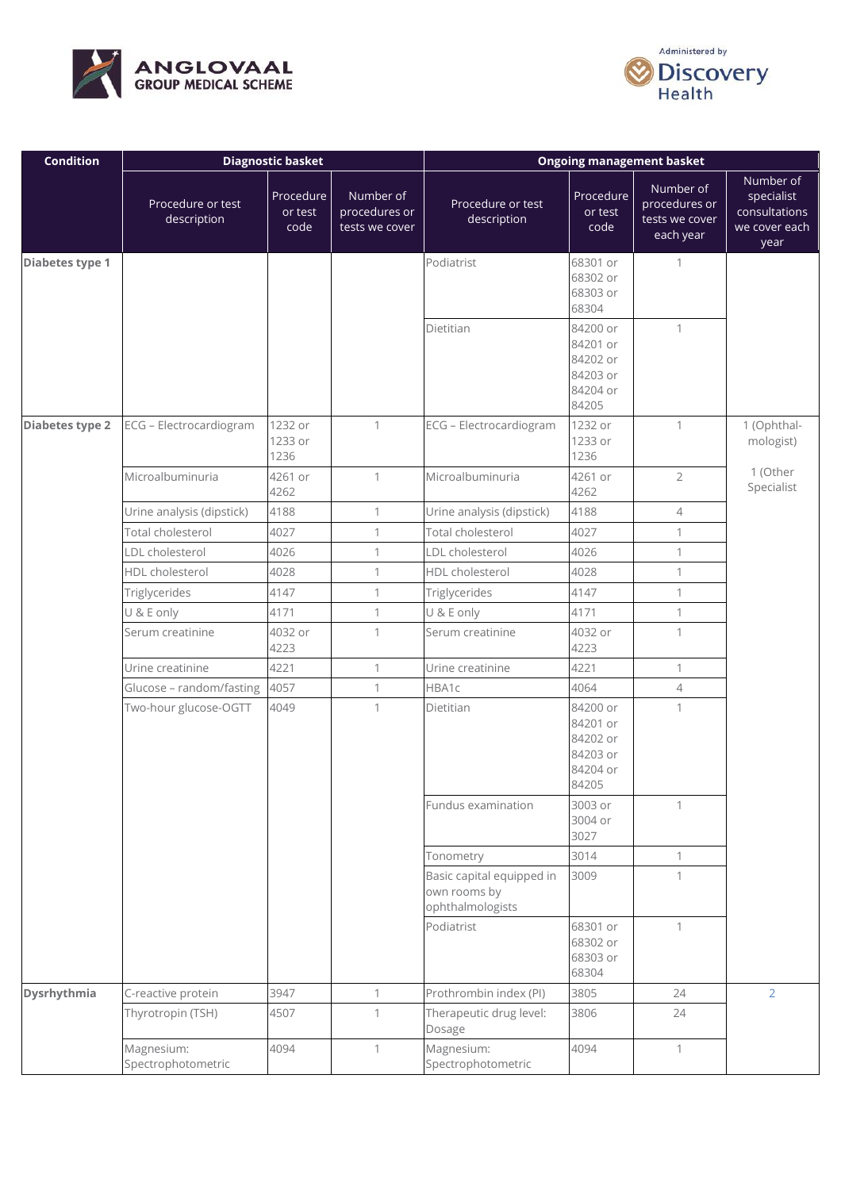| Condition | Diagnostic basket | | | Ongoing management basket | | | |
|---|---|---|---|---|---|---|---|
| | Procedure or test description | Procedure or test code | Number of procedures or tests we cover | Procedure or test description | Procedure or test code | Number of procedures or tests we cover each year | Number of specialist consultations we cover each year |
| **Diabetes type 1** | | | | Podiatrist | 68301 or 68302 or 68303 or 68304 | 1 | |
| | | | | Dietitian | 84200 or 84201 or 84202 or 84203 or 84204 or 84205 | 1 | |
| **Diabetes type 2** | ECG – Electrocardiogram | 1232 or 1233 or 1236 | 1 | ECG – Electrocardiogram | 1232 or 1233 or 1236 | 1 | 1 (Ophthal-mologist) 1 (Other Specialist |
| | Microalbuminuria | 4261 or 4262 | 1 | Microalbuminuria | 4261 or 4262 | 2 | |
| | Urine analysis (dipstick) | 4188 | 1 | Urine analysis (dipstick) | 4188 | 4 | |
| | Total cholesterol | 4027 | 1 | Total cholesterol | 4027 | 1 | |
| | LDL cholesterol | 4026 | 1 | LDL cholesterol | 4026 | 1 | |
| | HDL cholesterol | 4028 | 1 | HDL cholesterol | 4028 | 1 | |
| | Triglycerides | 4147 | 1 | Triglycerides | 4147 | 1 | |
| | U & E only | 4171 | 1 | U & E only | 4171 | 1 | |
| | Serum creatinine | 4032 or 4223 | 1 | Serum creatinine | 4032 or 4223 | 1 | |
| | Urine creatinine | 4221 | 1 | Urine creatinine | 4221 | 1 | |
| | Glucose – random/fasting | 4057 | 1 | HBA1c | 4064 | 4 | |
| | Two-hour glucose-OGTT | 4049 | 1 | Dietitian | 84200 or 84201 or 84202 or 84203 or 84204 or 84205 | 1 | |
| | | | | Fundus examination | 3003 or 3004 or 3027 | 1 | |
| | | | | Tonometry | 3014 | 1 | |
| | | | | Basic capital equipped in own rooms by ophthalmologists | 3009 | 1 | |
| | | | | Podiatrist | 68301 or 68302 or 68303 or 68304 | 1 | |
| **Dysrhythmia** | C-reactive protein | 3947 | 1 | Prothrombin index (PI) | 3805 | 24 | 2 |
| | Thyrotropin (TSH) | 4507 | 1 | Therapeutic drug level: Dosage | 3806 | 24 | |
| | Magnesium: Spectrophotometric | 4094 | 1 | Magnesium: Spectrophotometric | 4094 | 1 | |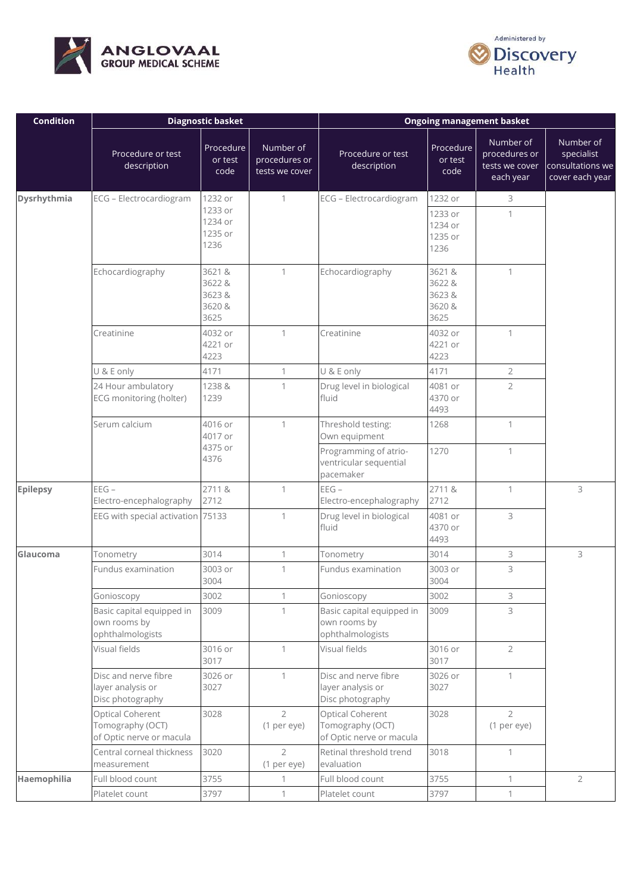| Condition | Diagnostic basket | | | Ongoing management basket | | | |
|---|---|---|---|---|---|---|---|
| | Procedure or test description | Procedure or test code | Number of procedures or tests we cover | Procedure or test description | Procedure or test code | Number of procedures or tests we cover each year | Number of specialist consultations we cover each year |
| **Dysrhythmia** | ECG – Electrocardiogram | 1232 or 1233 or 1234 or 1235 or 1236 | 1 | ECG – Electrocardiogram | 1232 or | 3 | |
| | | | | | 1233 or 1234 or 1235 or 1236 | 1 | |
| | Echocardiography | 3621 & 3622 & 3623 & 3620 & 3625 | 1 | Echocardiography | 3621 & 3622 & 3623 & 3620 & 3625 | 1 | |
| | Creatinine | 4032 or 4221 or 4223 | 1 | Creatinine | 4032 or 4221 or 4223 | 1 | |
| | U & E only | 4171 | 1 | U & E only | 4171 | 2 | |
| | 24 Hour ambulatory ECG monitoring (holter) | 1238 & 1239 | 1 | Drug level in biological fluid | 4081 or 4370 or 4493 | 2 | |
| | Serum calcium | 4016 or 4017 or 4375 or 4376 | 1 | Threshold testing: Own equipment | 1268 | 1 | |
| | | | | Programming of atrio-ventricular sequential pacemaker | 1270 | 1 | |
| **Epilepsy** | EEG – Electro-encephalography | 2711 & 2712 | 1 | EEG – Electro-encephalography | 2711 & 2712 | 1 | 3 |
| | EEG with special activation | 75133 | 1 | Drug level in biological fluid | 4081 or 4370 or 4493 | 3 | |
| **Glaucoma** | Tonometry | 3014 | 1 | Tonometry | 3014 | 3 | 3 |
| | Fundus examination | 3003 or 3004 | 1 | Fundus examination | 3003 or 3004 | 3 | |
| | Gonioscopy | 3002 | 1 | Gonioscopy | 3002 | 3 | |
| | Basic capital equipped in own rooms by ophthalmologists | 3009 | 1 | Basic capital equipped in own rooms by ophthalmologists | 3009 | 3 | |
| | Visual fields | 3016 or 3017 | 1 | Visual fields | 3016 or 3017 | 2 | |
| | Disc and nerve fibre layer analysis or Disc photography | 3026 or 3027 | 1 | Disc and nerve fibre layer analysis or Disc photography | 3026 or 3027 | 1 | |
| | Optical Coherent Tomography (OCT) of Optic nerve or macula | 3028 | 2 (1 per eye) | Optical Coherent Tomography (OCT) of Optic nerve or macula | 3028 | 2 (1 per eye) | |
| | Central corneal thickness measurement | 3020 | 2 (1 per eye) | Retinal threshold trend evaluation | 3018 | 1 | |
| **Haemophilia** | Full blood count | 3755 | 1 | Full blood count | 3755 | 1 | 2 |
| | Platelet count | 3797 | 1 | Platelet count | 3797 | 1 | |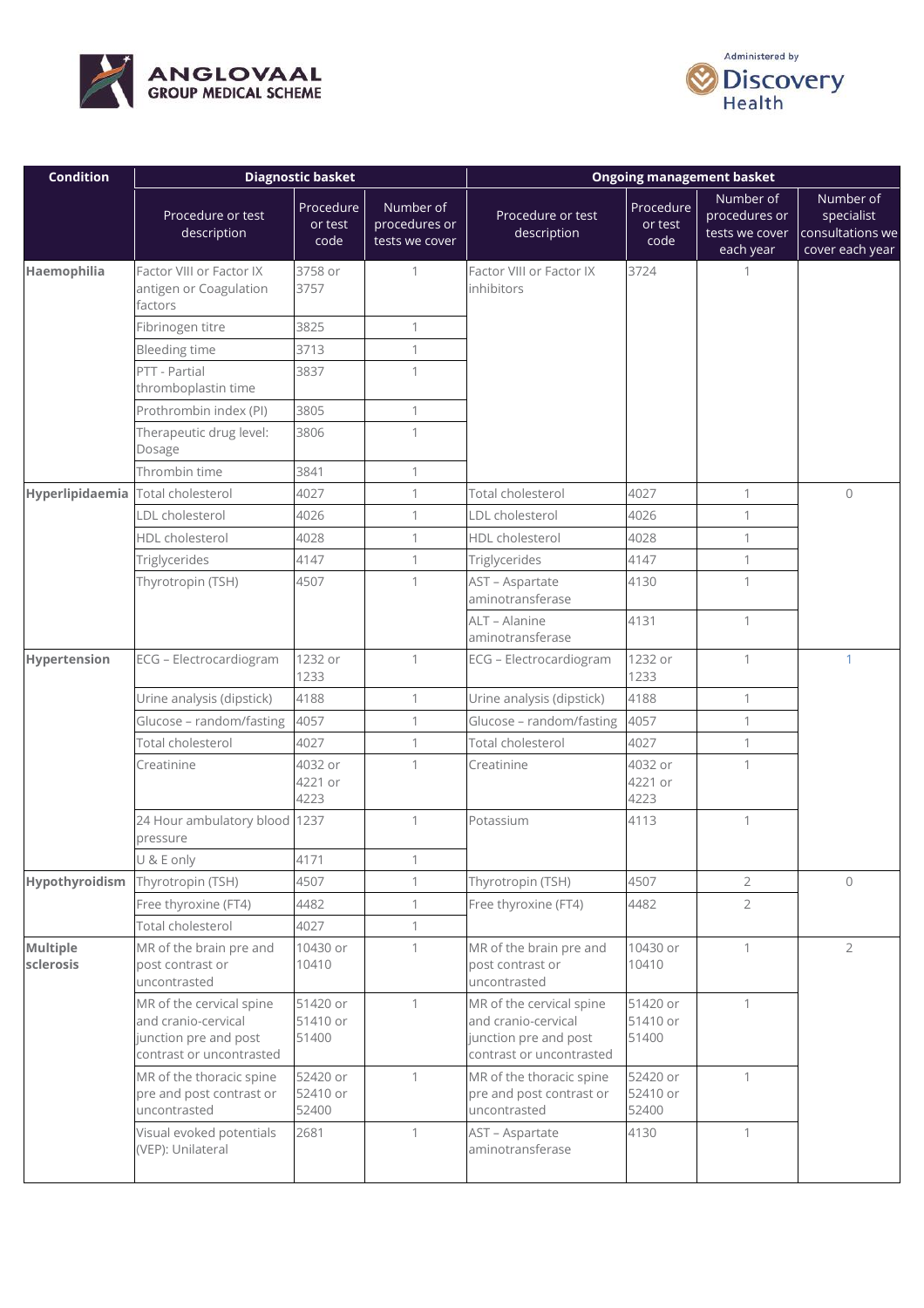| Condition | Diagnostic basket | | | Ongoing management basket | | | |
|---|---|---|---|---|---|---|---|
| | Procedure or test description | Procedure or test code | Number of procedures or tests we cover | Procedure or test description | Procedure or test code | Number of procedures or tests we cover each year | Number of specialist consultations we cover each year |
| **Haemophilia** | Factor VIII or Factor IX antigen or Coagulation factors | 3758 or 3757 | 1 | Factor VIII or Factor IX inhibitors | 3724 | 1 | |
| | Fibrinogen titre | 3825 | 1 | | | | |
| | Bleeding time | 3713 | 1 | | | | |
| | PTT - Partial thromboplastin time | 3837 | 1 | | | | |
| | Prothrombin index (PI) | 3805 | 1 | | | | |
| | Therapeutic drug level: Dosage | 3806 | 1 | | | | |
| | Thrombin time | 3841 | 1 | | | | |
| **Hyperlipidaemia** | Total cholesterol | 4027 | 1 | Total cholesterol | 4027 | 1 | 0 |
| | LDL cholesterol | 4026 | 1 | LDL cholesterol | 4026 | 1 | |
| | HDL cholesterol | 4028 | 1 | HDL cholesterol | 4028 | 1 | |
| | Triglycerides | 4147 | 1 | Triglycerides | 4147 | 1 | |
| | Thyrotropin (TSH) | 4507 | 1 | AST – Aspartate aminotransferase | 4130 | 1 | |
| | | | | ALT – Alanine aminotransferase | 4131 | 1 | |
| **Hypertension** | ECG – Electrocardiogram | 1232 or 1233 | 1 | ECG – Electrocardiogram | 1232 or 1233 | 1 | 1 |
| | Urine analysis (dipstick) | 4188 | 1 | Urine analysis (dipstick) | 4188 | 1 | |
| | Glucose – random/fasting | 4057 | 1 | Glucose – random/fasting | 4057 | 1 | |
| | Total cholesterol | 4027 | 1 | Total cholesterol | 4027 | 1 | |
| | Creatinine | 4032 or 4221 or 4223 | 1 | Creatinine | 4032 or 4221 or 4223 | 1 | |
| | 24 Hour ambulatory blood pressure | 1237 | 1 | Potassium | 4113 | 1 | |
| | U & E only | 4171 | 1 | | | | |
| **Hypothyroidism** | Thyrotropin (TSH) | 4507 | 1 | Thyrotropin (TSH) | 4507 | 2 | 0 |
| | Free thyroxine (FT4) | 4482 | 1 | Free thyroxine (FT4) | 4482 | 2 | |
| | Total cholesterol | 4027 | 1 | | | | |
| **Multiple sclerosis** | MR of the brain pre and post contrast or uncontrasted | 10430 or 10410 | 1 | MR of the brain pre and post contrast or uncontrasted | 10430 or 10410 | 1 | 2 |
| | MR of the cervical spine and cranio-cervical junction pre and post contrast or uncontrasted | 51420 or 51410 or 51400 | 1 | MR of the cervical spine and cranio-cervical junction pre and post contrast or uncontrasted | 51420 or 51410 or 51400 | 1 | |
| | MR of the thoracic spine pre and post contrast or uncontrasted | 52420 or 52410 or 52400 | 1 | MR of the thoracic spine pre and post contrast or uncontrasted | 52420 or 52410 or 52400 | 1 | |
| | Visual evoked potentials (VEP): Unilateral | 2681 | 1 | AST – Aspartate aminotransferase | 4130 | 1 | |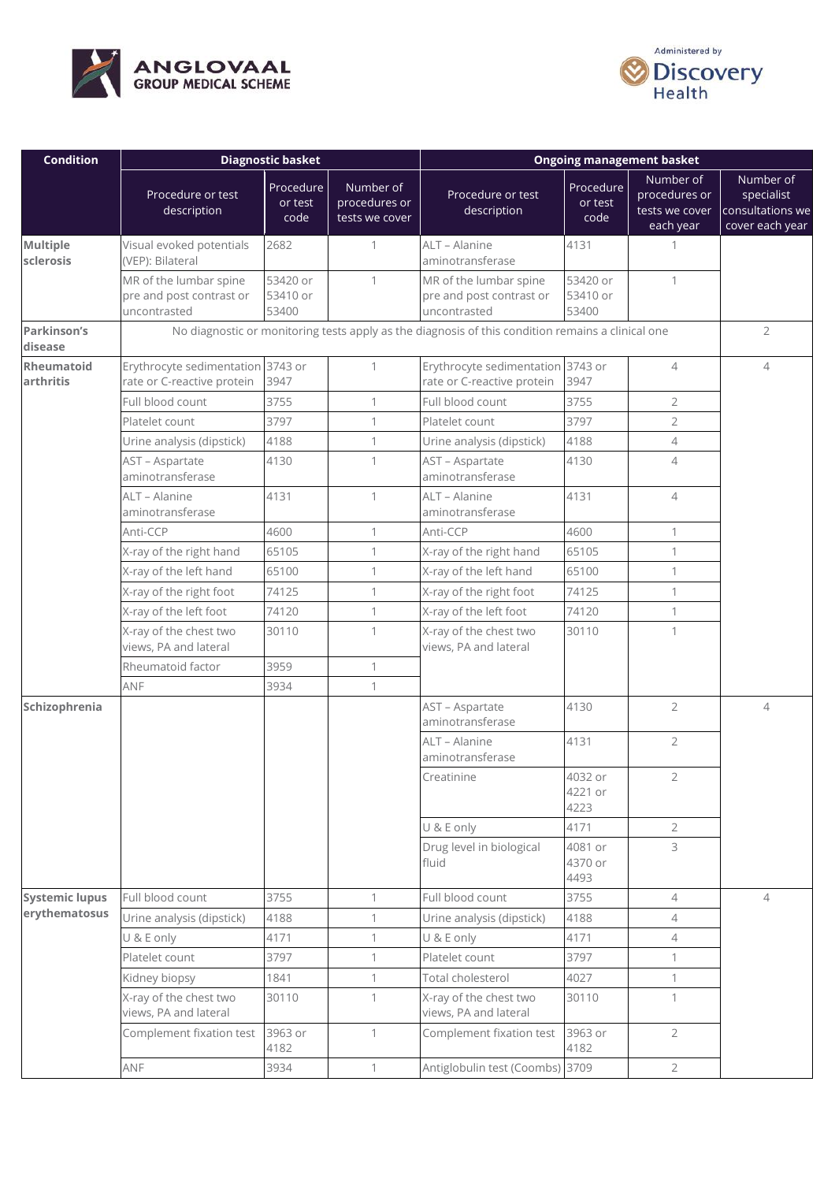| Condition | Diagnostic basket | | | Ongoing management basket | | | |
|---|---|---|---|---|---|---|---|
| | Procedure or test description | Procedure or test code | Number of procedures or tests we cover | Procedure or test description | Procedure or test code | Number of procedures or tests we cover each year | Number of specialist consultations we cover each year |
| **Multiple sclerosis** | Visual evoked potentials (VEP): Bilateral | 2682 | 1 | ALT – Alanine aminotransferase | 4131 | 1 | |
| | MR of the lumbar spine pre and post contrast or uncontrasted | 53420 or 53410 or 53400 | 1 | MR of the lumbar spine pre and post contrast or uncontrasted | 53420 or 53410 or 53400 | 1 | |
| **Parkinson's disease** | No diagnostic or monitoring tests apply as the diagnosis of this condition remains a clinical one | | | | | | 2 |
| **Rheumatoid arthritis** | Erythrocyte sedimentation rate or C-reactive protein | 3743 or 3947 | 1 | Erythrocyte sedimentation rate or C-reactive protein | 3743 or 3947 | 4 | 4 |
| | Full blood count | 3755 | 1 | Full blood count | 3755 | 2 | |
| | Platelet count | 3797 | 1 | Platelet count | 3797 | 2 | |
| | Urine analysis (dipstick) | 4188 | 1 | Urine analysis (dipstick) | 4188 | 4 | |
| | AST – Aspartate aminotransferase | 4130 | 1 | AST – Aspartate aminotransferase | 4130 | 4 | |
| | ALT – Alanine aminotransferase | 4131 | 1 | ALT – Alanine aminotransferase | 4131 | 4 | |
| | Anti-CCP | 4600 | 1 | Anti-CCP | 4600 | 1 | |
| | X-ray of the right hand | 65105 | 1 | X-ray of the right hand | 65105 | 1 | |
| | X-ray of the left hand | 65100 | 1 | X-ray of the left hand | 65100 | 1 | |
| | X-ray of the right foot | 74125 | 1 | X-ray of the right foot | 74125 | 1 | |
| | X-ray of the left foot | 74120 | 1 | X-ray of the left foot | 74120 | 1 | |
| | X-ray of the chest two views, PA and lateral | 30110 | 1 | X-ray of the chest two views, PA and lateral | 30110 | 1 | |
| | Rheumatoid factor | 3959 | 1 | | | | |
| | ANF | 3934 | 1 | | | | |
| **Schizophrenia** | | | | AST – Aspartate aminotransferase | 4130 | 2 | 4 |
| | | | | ALT – Alanine aminotransferase | 4131 | 2 | |
| | | | | Creatinine | 4032 or 4221 or 4223 | 2 | |
| | | | | U & E only | 4171 | 2 | |
| | | | | Drug level in biological fluid | 4081 or 4370 or 4493 | 3 | |
| **Systemic lupus erythematosus** | Full blood count | 3755 | 1 | Full blood count | 3755 | 4 | 4 |
| | Urine analysis (dipstick) | 4188 | 1 | Urine analysis (dipstick) | 4188 | 4 | |
| | U & E only | 4171 | 1 | U & E only | 4171 | 4 | |
| | Platelet count | 3797 | 1 | Platelet count | 3797 | 1 | |
| | Kidney biopsy | 1841 | 1 | Total cholesterol | 4027 | 1 | |
| | X-ray of the chest two views, PA and lateral | 30110 | 1 | X-ray of the chest two views, PA and lateral | 30110 | 1 | |
| | Complement fixation test | 3963 or 4182 | 1 | Complement fixation test | 3963 or 4182 | 2 | |
| | ANF | 3934 | 1 | Antiglobulin test (Coombs) | 3709 | 2 | |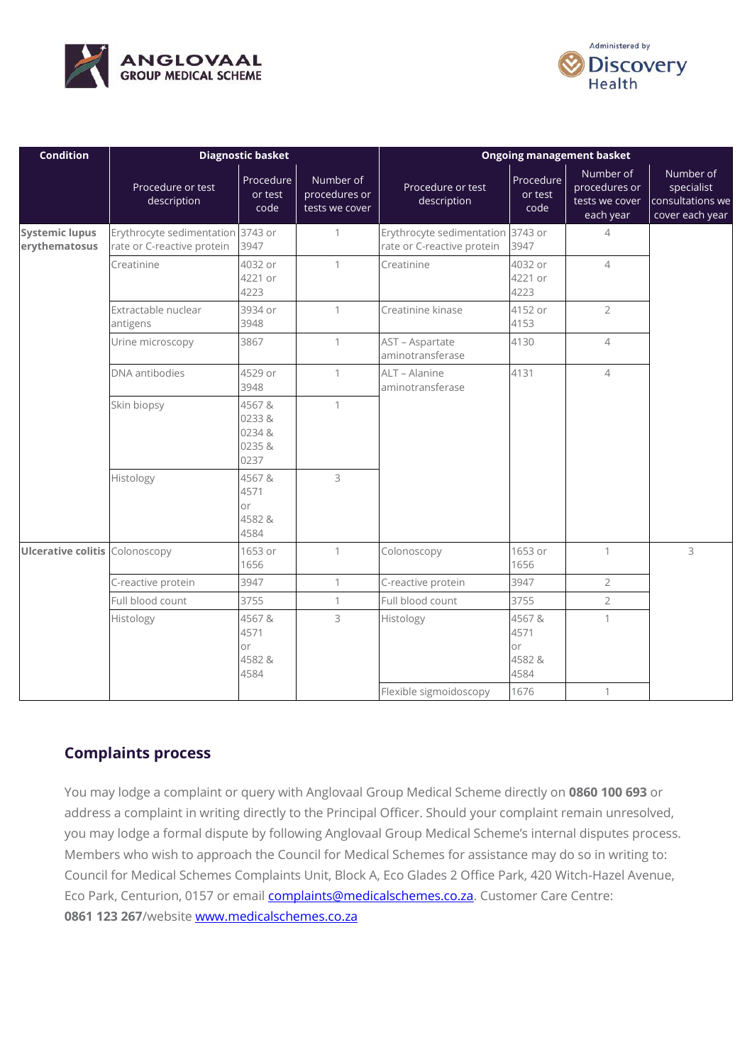| Condition | Diagnostic basket | | | Ongoing management basket | | | |
|---|---|---|---|---|---|---|---|
| | Procedure or test description | Procedure or test code | Number of procedures or tests we cover | Procedure or test description | Procedure or test code | Number of procedures or tests we cover each year | Number of specialist consultations we cover each year |
| **Systemic lupus erythematosus** | Erythrocyte sedimentation rate or C-reactive protein | 3743 or 3947 | 1 | Erythrocyte sedimentation rate or C-reactive protein | 3743 or 3947 | 4 | |
| | Creatinine | 4032 or 4221 or 4223 | 1 | Creatinine | 4032 or 4221 or 4223 | 4 | |
| | Extractable nuclear antigens | 3934 or 3948 | 1 | Creatinine kinase | 4152 or 4153 | 2 | |
| | Urine microscopy | 3867 | 1 | AST – Aspartate aminotransferase | 4130 | 4 | |
| | DNA antibodies | 4529 or 3948 | 1 | ALT – Alanine aminotransferase | 4131 | 4 | |
| | Skin biopsy | 4567 & 0233 & 0234 & 0235 & 0237 | 1 | | | | |
| | Histology | 4567 & 4571 or 4582 & 4584 | 3 | | | | |
| **Ulcerative colitis** | Colonoscopy | 1653 or 1656 | 1 | Colonoscopy | 1653 or 1656 | 1 | 3 |
| | C-reactive protein | 3947 | 1 | C-reactive protein | 3947 | 2 | |
| | Full blood count | 3755 | 1 | Full blood count | 3755 | 2 | |
| | Histology | 4567 & 4571 or 4582 & 4584 | 3 | Histology | 4567 & 4571 or 4582 & 4584 | 1 | |
| | | | | Flexible sigmoidoscopy | 1676 | 1 | |

## Complaints process

You may lodge a complaint or query with Anglovaal Group Medical Scheme directly on **0860 100 693** or address a complaint in writing directly to the Principal Officer. Should your complaint remain unresolved, you may lodge a formal dispute by following Anglovaal Group Medical Scheme's internal disputes process. Members who wish to approach the Council for Medical Schemes for assistance may do so in writing to: Council for Medical Schemes Complaints Unit, Block A, Eco Glades 2 Office Park, 420 Witch-Hazel Avenue, Eco Park, Centurion, 0157 or email complaints@medicalschemes.co.za. Customer Care Centre: **0861 123 267**/website www.medicalschemes.co.za